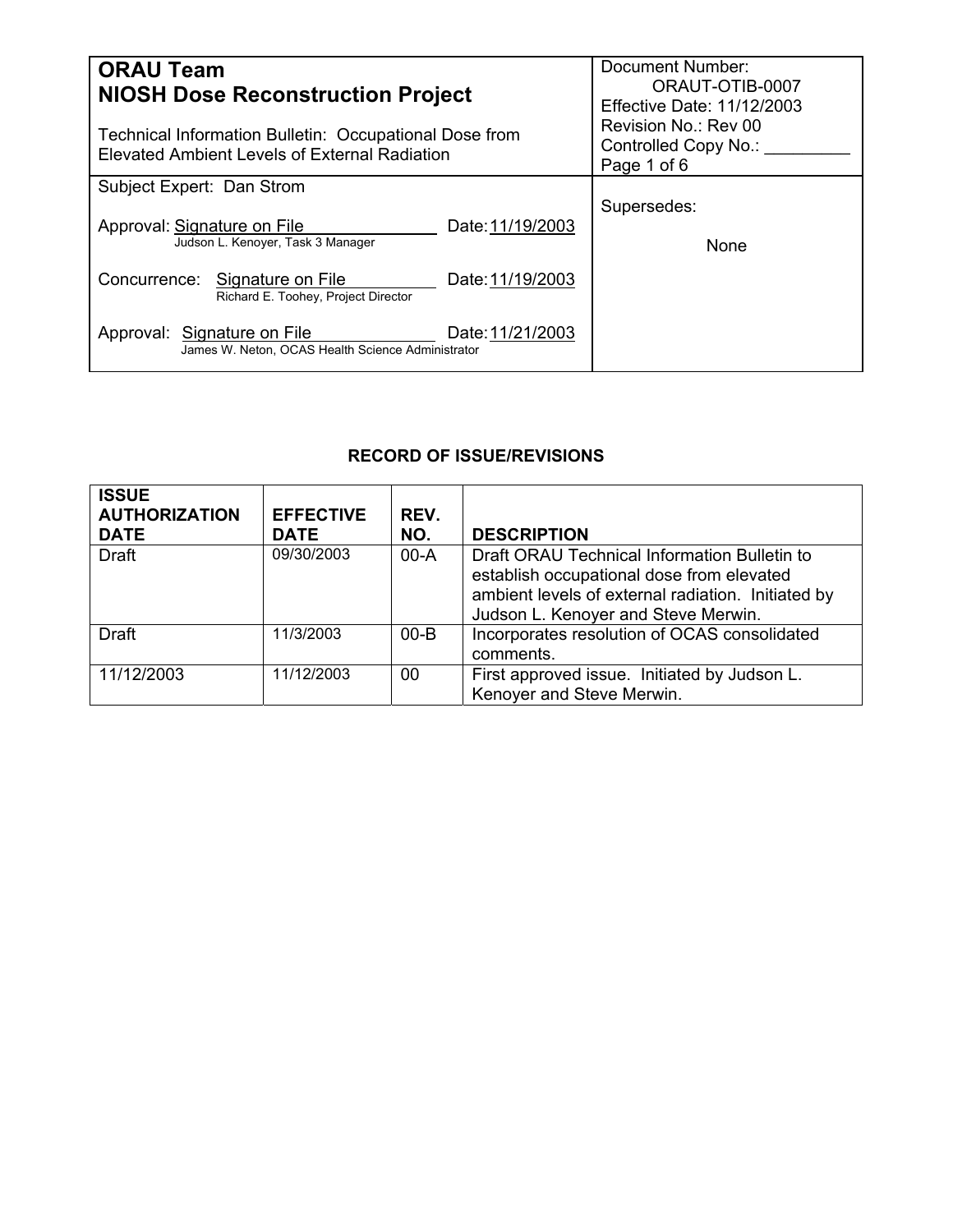| **ORAU Team**<br>**NIOSH Dose Reconstruction Project**<br><br>Technical Information Bulletin: Occupational Dose from Elevated Ambient Levels of External Radiation | Document Number: ORAUT-OTIB-0007<br>Effective Date: 11/12/2003<br>Revision No.: Rev 00<br>Controlled Copy No.: _________<br>Page 1 of 6 |
|---|---|
| Subject Expert: Dan Strom<br><br>Approval: Signature on File — Date: 11/19/2003<br>Judson L. Kenoyer, Task 3 Manager<br><br>Concurrence: Signature on File — Date: 11/19/2003<br>Richard E. Toohey, Project Director<br><br>Approval: Signature on File — Date: 11/21/2003<br>James W. Neton, OCAS Health Science Administrator | Supersedes:<br><br>None |

## RECORD OF ISSUE/REVISIONS

| ISSUE AUTHORIZATION DATE | EFFECTIVE DATE | REV. NO. | DESCRIPTION |
|---|---|---|---|
| Draft | 09/30/2003 | 00-A | Draft ORAU Technical Information Bulletin to establish occupational dose from elevated ambient levels of external radiation. Initiated by Judson L. Kenoyer and Steve Merwin. |
| Draft | 11/3/2003 | 00-B | Incorporates resolution of OCAS consolidated comments. |
| 11/12/2003 | 11/12/2003 | 00 | First approved issue. Initiated by Judson L. Kenoyer and Steve Merwin. |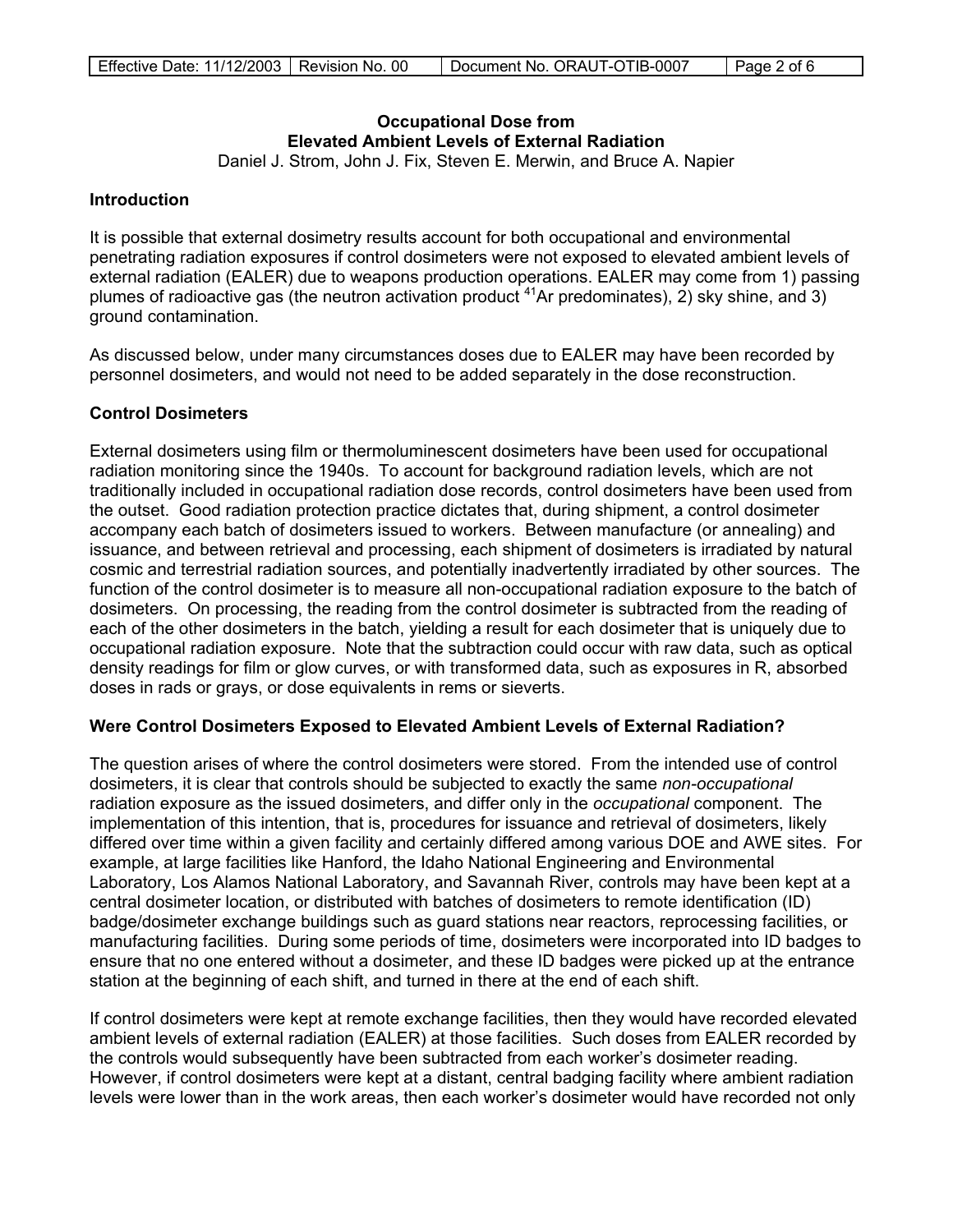**Occupational Dose from Elevated Ambient Levels of External Radiation**

Daniel J. Strom, John J. Fix, Steven E. Merwin, and Bruce A. Napier

## Introduction

It is possible that external dosimetry results account for both occupational and environmental penetrating radiation exposures if control dosimeters were not exposed to elevated ambient levels of external radiation (EALER) due to weapons production operations. EALER may come from 1) passing plumes of radioactive gas (the neutron activation product $^{41}$Ar predominates), 2) sky shine, and 3) ground contamination.

As discussed below, under many circumstances doses due to EALER may have been recorded by personnel dosimeters, and would not need to be added separately in the dose reconstruction.

## Control Dosimeters

External dosimeters using film or thermoluminescent dosimeters have been used for occupational radiation monitoring since the 1940s. To account for background radiation levels, which are not traditionally included in occupational radiation dose records, control dosimeters have been used from the outset. Good radiation protection practice dictates that, during shipment, a control dosimeter accompany each batch of dosimeters issued to workers. Between manufacture (or annealing) and issuance, and between retrieval and processing, each shipment of dosimeters is irradiated by natural cosmic and terrestrial radiation sources, and potentially inadvertently irradiated by other sources. The function of the control dosimeter is to measure all non-occupational radiation exposure to the batch of dosimeters. On processing, the reading from the control dosimeter is subtracted from the reading of each of the other dosimeters in the batch, yielding a result for each dosimeter that is uniquely due to occupational radiation exposure. Note that the subtraction could occur with raw data, such as optical density readings for film or glow curves, or with transformed data, such as exposures in R, absorbed doses in rads or grays, or dose equivalents in rems or sieverts.

## Were Control Dosimeters Exposed to Elevated Ambient Levels of External Radiation?

The question arises of where the control dosimeters were stored. From the intended use of control dosimeters, it is clear that controls should be subjected to exactly the same *non-occupational* radiation exposure as the issued dosimeters, and differ only in the *occupational* component. The implementation of this intention, that is, procedures for issuance and retrieval of dosimeters, likely differed over time within a given facility and certainly differed among various DOE and AWE sites. For example, at large facilities like Hanford, the Idaho National Engineering and Environmental Laboratory, Los Alamos National Laboratory, and Savannah River, controls may have been kept at a central dosimeter location, or distributed with batches of dosimeters to remote identification (ID) badge/dosimeter exchange buildings such as guard stations near reactors, reprocessing facilities, or manufacturing facilities. During some periods of time, dosimeters were incorporated into ID badges to ensure that no one entered without a dosimeter, and these ID badges were picked up at the entrance station at the beginning of each shift, and turned in there at the end of each shift.

If control dosimeters were kept at remote exchange facilities, then they would have recorded elevated ambient levels of external radiation (EALER) at those facilities. Such doses from EALER recorded by the controls would subsequently have been subtracted from each worker's dosimeter reading. However, if control dosimeters were kept at a distant, central badging facility where ambient radiation levels were lower than in the work areas, then each worker's dosimeter would have recorded not only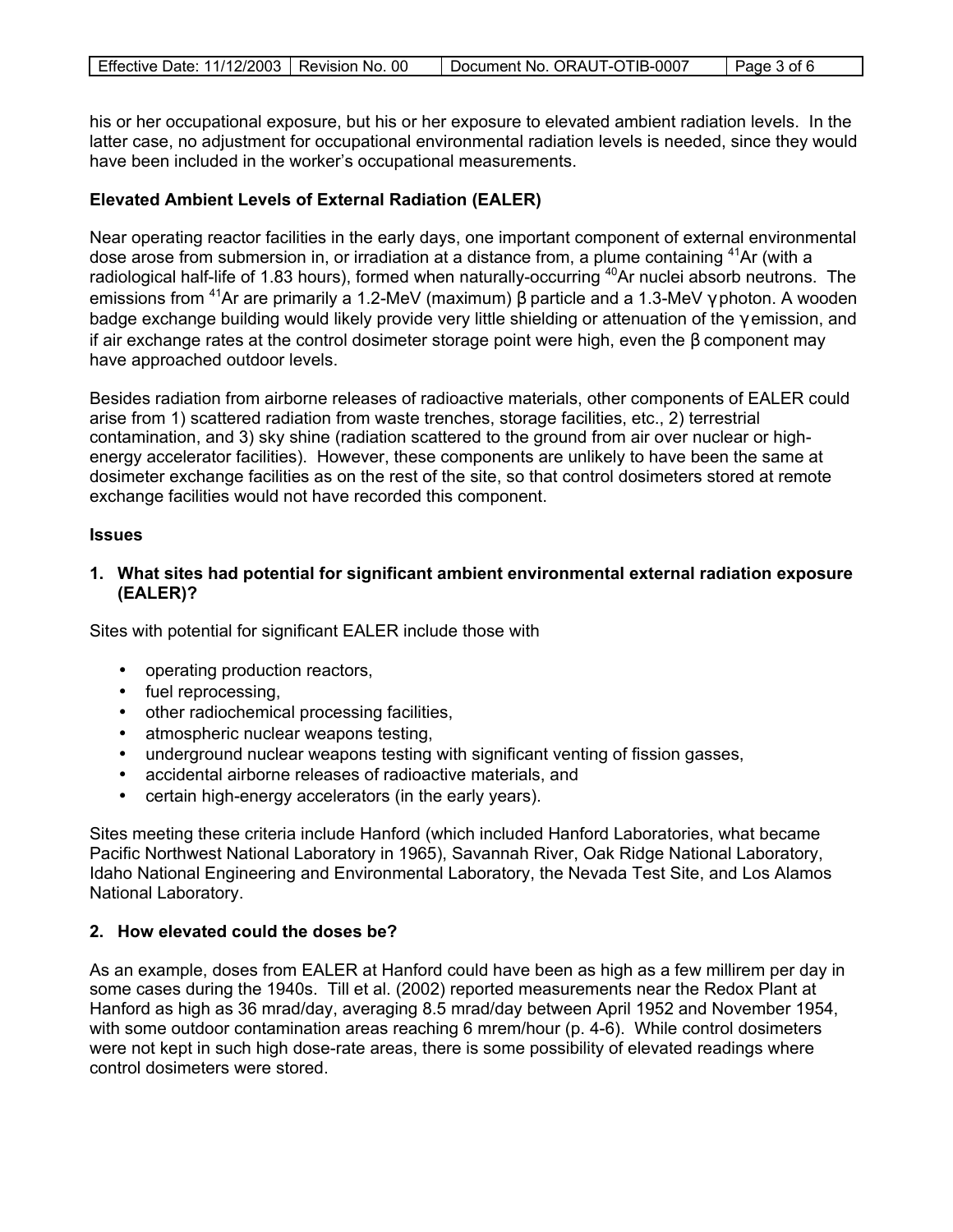his or her occupational exposure, but his or her exposure to elevated ambient radiation levels. In the latter case, no adjustment for occupational environmental radiation levels is needed, since they would have been included in the worker's occupational measurements.

**Elevated Ambient Levels of External Radiation (EALER)**

Near operating reactor facilities in the early days, one important component of external environmental dose arose from submersion in, or irradiation at a distance from, a plume containing $^{41}Ar$ (with a radiological half-life of 1.83 hours), formed when naturally-occurring $^{40}Ar$ nuclei absorb neutrons. The emissions from $^{41}Ar$ are primarily a 1.2-MeV (maximum) β particle and a 1.3-MeV γ photon. A wooden badge exchange building would likely provide very little shielding or attenuation of the γ emission, and if air exchange rates at the control dosimeter storage point were high, even the β component may have approached outdoor levels.

Besides radiation from airborne releases of radioactive materials, other components of EALER could arise from 1) scattered radiation from waste trenches, storage facilities, etc., 2) terrestrial contamination, and 3) sky shine (radiation scattered to the ground from air over nuclear or high-energy accelerator facilities). However, these components are unlikely to have been the same at dosimeter exchange facilities as on the rest of the site, so that control dosimeters stored at remote exchange facilities would not have recorded this component.

**Issues**

**1. What sites had potential for significant ambient environmental external radiation exposure (EALER)?**

Sites with potential for significant EALER include those with

- operating production reactors,
- fuel reprocessing,
- other radiochemical processing facilities,
- atmospheric nuclear weapons testing,
- underground nuclear weapons testing with significant venting of fission gasses,
- accidental airborne releases of radioactive materials, and
- certain high-energy accelerators (in the early years).

Sites meeting these criteria include Hanford (which included Hanford Laboratories, what became Pacific Northwest National Laboratory in 1965), Savannah River, Oak Ridge National Laboratory, Idaho National Engineering and Environmental Laboratory, the Nevada Test Site, and Los Alamos National Laboratory.

**2. How elevated could the doses be?**

As an example, doses from EALER at Hanford could have been as high as a few millirem per day in some cases during the 1940s. Till et al. (2002) reported measurements near the Redox Plant at Hanford as high as 36 mrad/day, averaging 8.5 mrad/day between April 1952 and November 1954, with some outdoor contamination areas reaching 6 mrem/hour (p. 4-6). While control dosimeters were not kept in such high dose-rate areas, there is some possibility of elevated readings where control dosimeters were stored.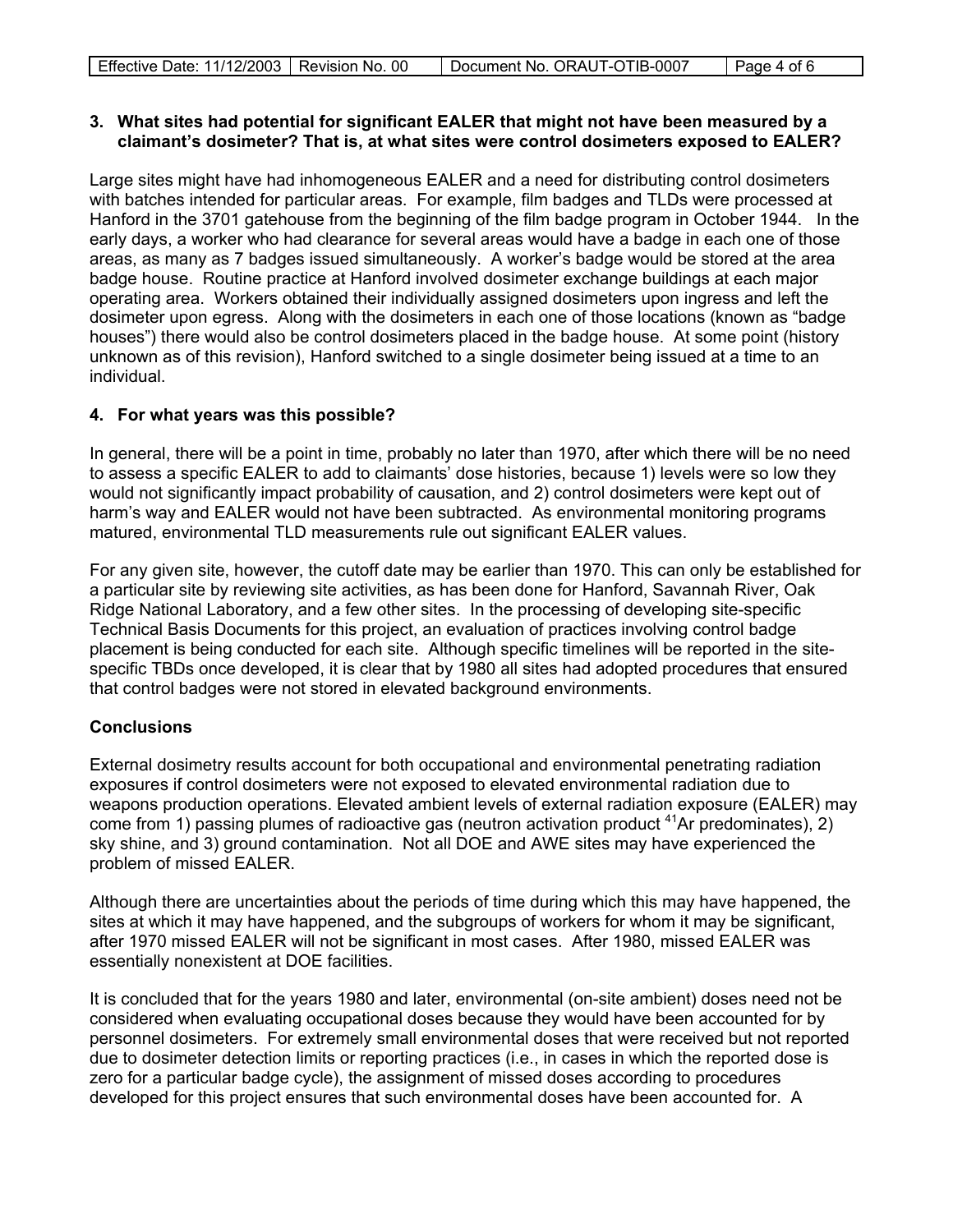**3. What sites had potential for significant EALER that might not have been measured by a claimant's dosimeter? That is, at what sites were control dosimeters exposed to EALER?**

Large sites might have had inhomogeneous EALER and a need for distributing control dosimeters with batches intended for particular areas. For example, film badges and TLDs were processed at Hanford in the 3701 gatehouse from the beginning of the film badge program in October 1944. In the early days, a worker who had clearance for several areas would have a badge in each one of those areas, as many as 7 badges issued simultaneously. A worker's badge would be stored at the area badge house. Routine practice at Hanford involved dosimeter exchange buildings at each major operating area. Workers obtained their individually assigned dosimeters upon ingress and left the dosimeter upon egress. Along with the dosimeters in each one of those locations (known as "badge houses") there would also be control dosimeters placed in the badge house. At some point (history unknown as of this revision), Hanford switched to a single dosimeter being issued at a time to an individual.

**4. For what years was this possible?**

In general, there will be a point in time, probably no later than 1970, after which there will be no need to assess a specific EALER to add to claimants' dose histories, because 1) levels were so low they would not significantly impact probability of causation, and 2) control dosimeters were kept out of harm's way and EALER would not have been subtracted. As environmental monitoring programs matured, environmental TLD measurements rule out significant EALER values.

For any given site, however, the cutoff date may be earlier than 1970. This can only be established for a particular site by reviewing site activities, as has been done for Hanford, Savannah River, Oak Ridge National Laboratory, and a few other sites. In the processing of developing site-specific Technical Basis Documents for this project, an evaluation of practices involving control badge placement is being conducted for each site. Although specific timelines will be reported in the site-specific TBDs once developed, it is clear that by 1980 all sites had adopted procedures that ensured that control badges were not stored in elevated background environments.

**Conclusions**

External dosimetry results account for both occupational and environmental penetrating radiation exposures if control dosimeters were not exposed to elevated environmental radiation due to weapons production operations. Elevated ambient levels of external radiation exposure (EALER) may come from 1) passing plumes of radioactive gas (neutron activation product $^{41}Ar$ predominates), 2) sky shine, and 3) ground contamination. Not all DOE and AWE sites may have experienced the problem of missed EALER.

Although there are uncertainties about the periods of time during which this may have happened, the sites at which it may have happened, and the subgroups of workers for whom it may be significant, after 1970 missed EALER will not be significant in most cases. After 1980, missed EALER was essentially nonexistent at DOE facilities.

It is concluded that for the years 1980 and later, environmental (on-site ambient) doses need not be considered when evaluating occupational doses because they would have been accounted for by personnel dosimeters. For extremely small environmental doses that were received but not reported due to dosimeter detection limits or reporting practices (i.e., in cases in which the reported dose is zero for a particular badge cycle), the assignment of missed doses according to procedures developed for this project ensures that such environmental doses have been accounted for. A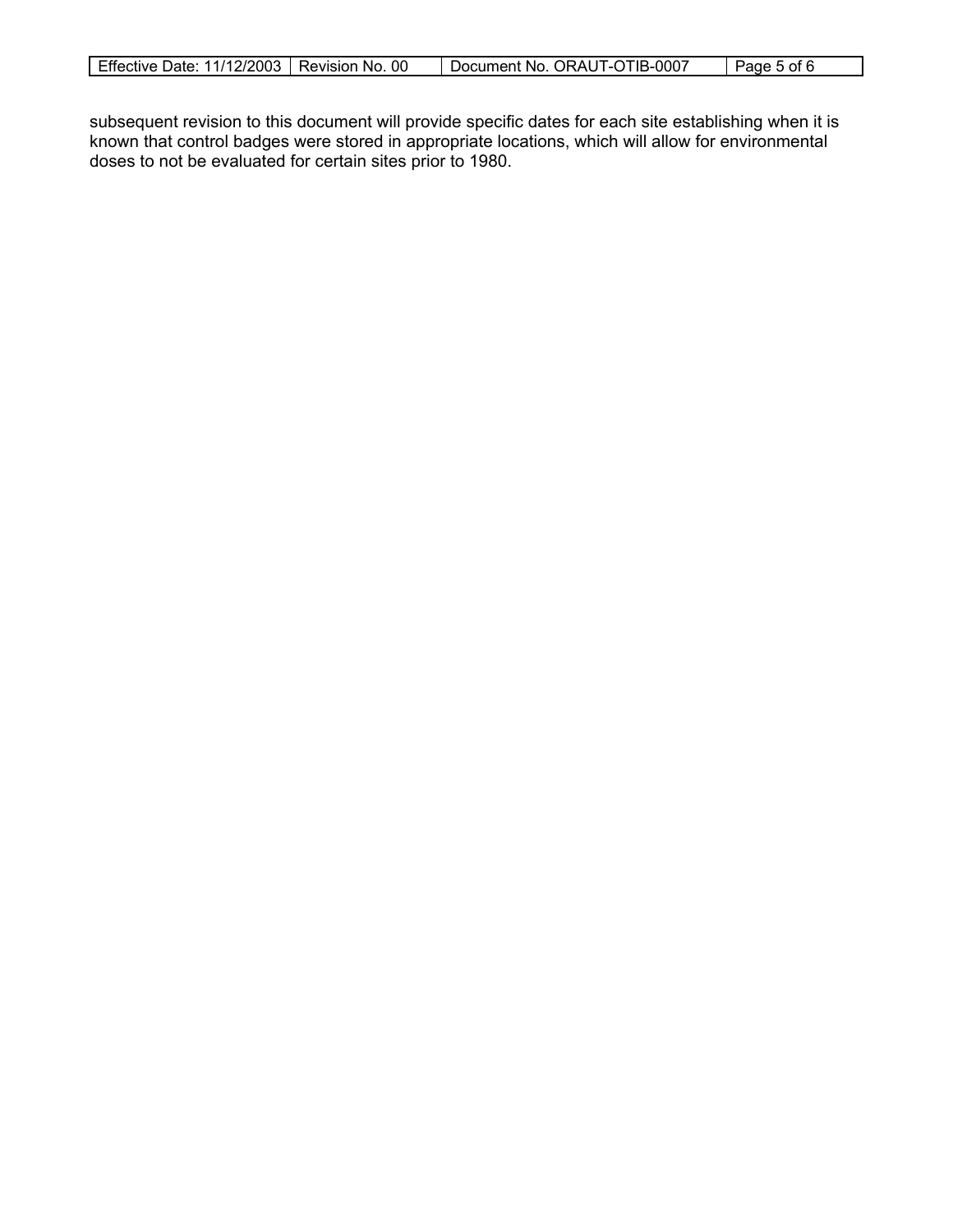subsequent revision to this document will provide specific dates for each site establishing when it is known that control badges were stored in appropriate locations, which will allow for environmental doses to not be evaluated for certain sites prior to 1980.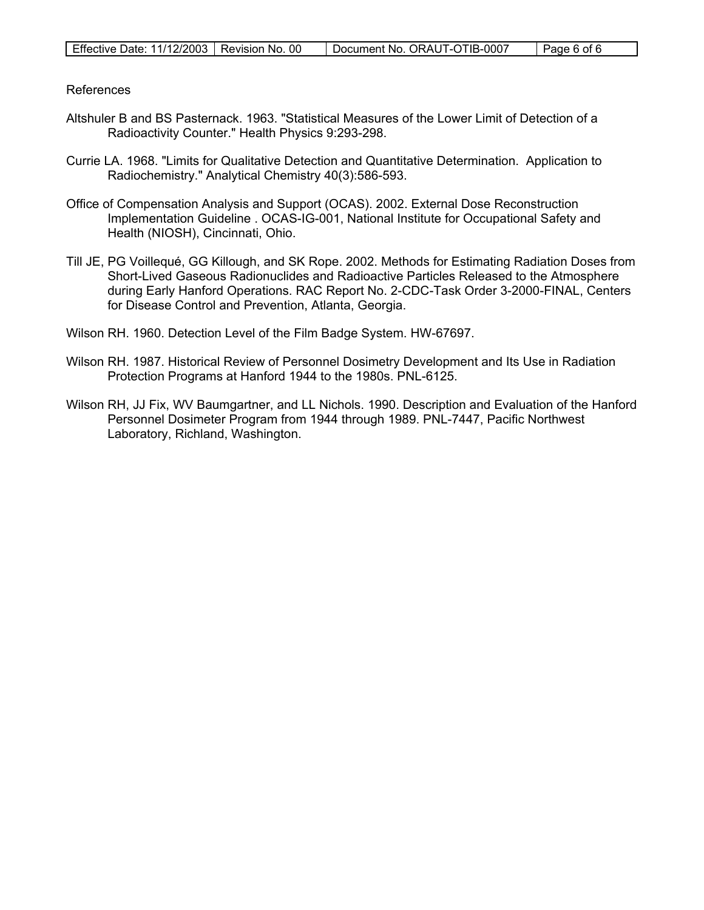References

Altshuler B and BS Pasternack. 1963. "Statistical Measures of the Lower Limit of Detection of a Radioactivity Counter." Health Physics 9:293-298.

Currie LA. 1968. "Limits for Qualitative Detection and Quantitative Determination. Application to Radiochemistry." Analytical Chemistry 40(3):586-593.

Office of Compensation Analysis and Support (OCAS). 2002. External Dose Reconstruction Implementation Guideline . OCAS-IG-001, National Institute for Occupational Safety and Health (NIOSH), Cincinnati, Ohio.

Till JE, PG Voillequé, GG Killough, and SK Rope. 2002. Methods for Estimating Radiation Doses from Short-Lived Gaseous Radionuclides and Radioactive Particles Released to the Atmosphere during Early Hanford Operations. RAC Report No. 2-CDC-Task Order 3-2000-FINAL, Centers for Disease Control and Prevention, Atlanta, Georgia.

Wilson RH. 1960. Detection Level of the Film Badge System. HW-67697.

Wilson RH. 1987. Historical Review of Personnel Dosimetry Development and Its Use in Radiation Protection Programs at Hanford 1944 to the 1980s. PNL-6125.

Wilson RH, JJ Fix, WV Baumgartner, and LL Nichols. 1990. Description and Evaluation of the Hanford Personnel Dosimeter Program from 1944 through 1989. PNL-7447, Pacific Northwest Laboratory, Richland, Washington.